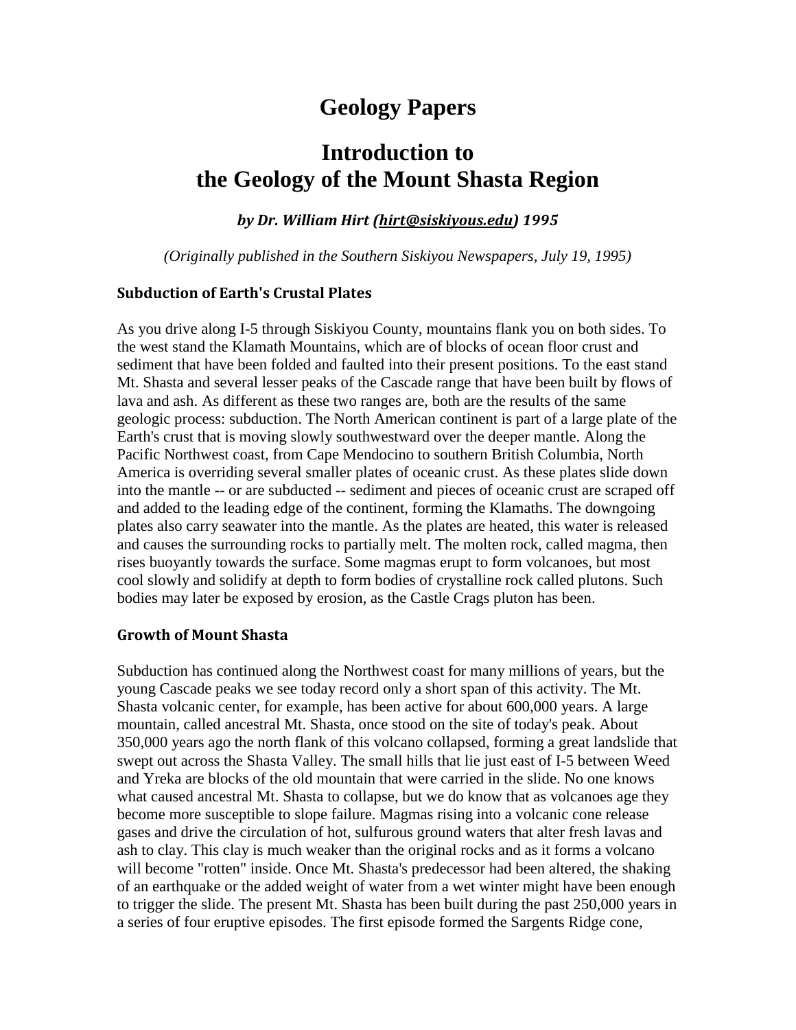# Geology Papers

# Introduction to the Geology of the Mount Shasta Region

***by Dr. William Hirt ([hirt@siskiyous.edu](mailto:hirt@siskiyous.edu)) 1995***

*(Originally published in the Southern Siskiyou Newspapers, July 19, 1995)*

### Subduction of Earth's Crustal Plates

As you drive along I-5 through Siskiyou County, mountains flank you on both sides. To the west stand the Klamath Mountains, which are of blocks of ocean floor crust and sediment that have been folded and faulted into their present positions. To the east stand Mt. Shasta and several lesser peaks of the Cascade range that have been built by flows of lava and ash. As different as these two ranges are, both are the results of the same geologic process: subduction. The North American continent is part of a large plate of the Earth's crust that is moving slowly southwestward over the deeper mantle. Along the Pacific Northwest coast, from Cape Mendocino to southern British Columbia, North America is overriding several smaller plates of oceanic crust. As these plates slide down into the mantle -- or are subducted -- sediment and pieces of oceanic crust are scraped off and added to the leading edge of the continent, forming the Klamaths. The downgoing plates also carry seawater into the mantle. As the plates are heated, this water is released and causes the surrounding rocks to partially melt. The molten rock, called magma, then rises buoyantly towards the surface. Some magmas erupt to form volcanoes, but most cool slowly and solidify at depth to form bodies of crystalline rock called plutons. Such bodies may later be exposed by erosion, as the Castle Crags pluton has been.

### Growth of Mount Shasta

Subduction has continued along the Northwest coast for many millions of years, but the young Cascade peaks we see today record only a short span of this activity. The Mt. Shasta volcanic center, for example, has been active for about 600,000 years. A large mountain, called ancestral Mt. Shasta, once stood on the site of today's peak. About 350,000 years ago the north flank of this volcano collapsed, forming a great landslide that swept out across the Shasta Valley. The small hills that lie just east of I-5 between Weed and Yreka are blocks of the old mountain that were carried in the slide. No one knows what caused ancestral Mt. Shasta to collapse, but we do know that as volcanoes age they become more susceptible to slope failure. Magmas rising into a volcanic cone release gases and drive the circulation of hot, sulfurous ground waters that alter fresh lavas and ash to clay. This clay is much weaker than the original rocks and as it forms a volcano will become "rotten" inside. Once Mt. Shasta's predecessor had been altered, the shaking of an earthquake or the added weight of water from a wet winter might have been enough to trigger the slide. The present Mt. Shasta has been built during the past 250,000 years in a series of four eruptive episodes. The first episode formed the Sargents Ridge cone,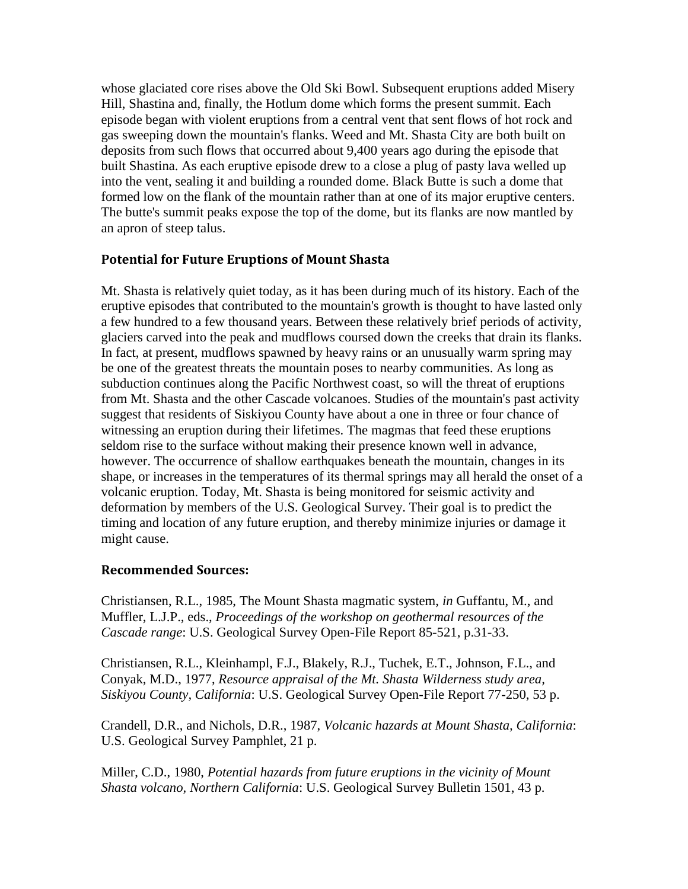whose glaciated core rises above the Old Ski Bowl. Subsequent eruptions added Misery Hill, Shastina and, finally, the Hotlum dome which forms the present summit. Each episode began with violent eruptions from a central vent that sent flows of hot rock and gas sweeping down the mountain's flanks. Weed and Mt. Shasta City are both built on deposits from such flows that occurred about 9,400 years ago during the episode that built Shastina. As each eruptive episode drew to a close a plug of pasty lava welled up into the vent, sealing it and building a rounded dome. Black Butte is such a dome that formed low on the flank of the mountain rather than at one of its major eruptive centers. The butte's summit peaks expose the top of the dome, but its flanks are now mantled by an apron of steep talus.

### Potential for Future Eruptions of Mount Shasta

Mt. Shasta is relatively quiet today, as it has been during much of its history. Each of the eruptive episodes that contributed to the mountain's growth is thought to have lasted only a few hundred to a few thousand years. Between these relatively brief periods of activity, glaciers carved into the peak and mudflows coursed down the creeks that drain its flanks. In fact, at present, mudflows spawned by heavy rains or an unusually warm spring may be one of the greatest threats the mountain poses to nearby communities. As long as subduction continues along the Pacific Northwest coast, so will the threat of eruptions from Mt. Shasta and the other Cascade volcanoes. Studies of the mountain's past activity suggest that residents of Siskiyou County have about a one in three or four chance of witnessing an eruption during their lifetimes. The magmas that feed these eruptions seldom rise to the surface without making their presence known well in advance, however. The occurrence of shallow earthquakes beneath the mountain, changes in its shape, or increases in the temperatures of its thermal springs may all herald the onset of a volcanic eruption. Today, Mt. Shasta is being monitored for seismic activity and deformation by members of the U.S. Geological Survey. Their goal is to predict the timing and location of any future eruption, and thereby minimize injuries or damage it might cause.

### Recommended Sources:

Christiansen, R.L., 1985, The Mount Shasta magmatic system, *in* Guffantu, M., and Muffler, L.J.P., eds., *Proceedings of the workshop on geothermal resources of the Cascade range*: U.S. Geological Survey Open-File Report 85-521, p.31-33.

Christiansen, R.L., Kleinhampl, F.J., Blakely, R.J., Tuchek, E.T., Johnson, F.L., and Conyak, M.D., 1977, *Resource appraisal of the Mt. Shasta Wilderness study area, Siskiyou County, California*: U.S. Geological Survey Open-File Report 77-250, 53 p.

Crandell, D.R., and Nichols, D.R., 1987, *Volcanic hazards at Mount Shasta, California*: U.S. Geological Survey Pamphlet, 21 p.

Miller, C.D., 1980, *Potential hazards from future eruptions in the vicinity of Mount Shasta volcano, Northern California*: U.S. Geological Survey Bulletin 1501, 43 p.